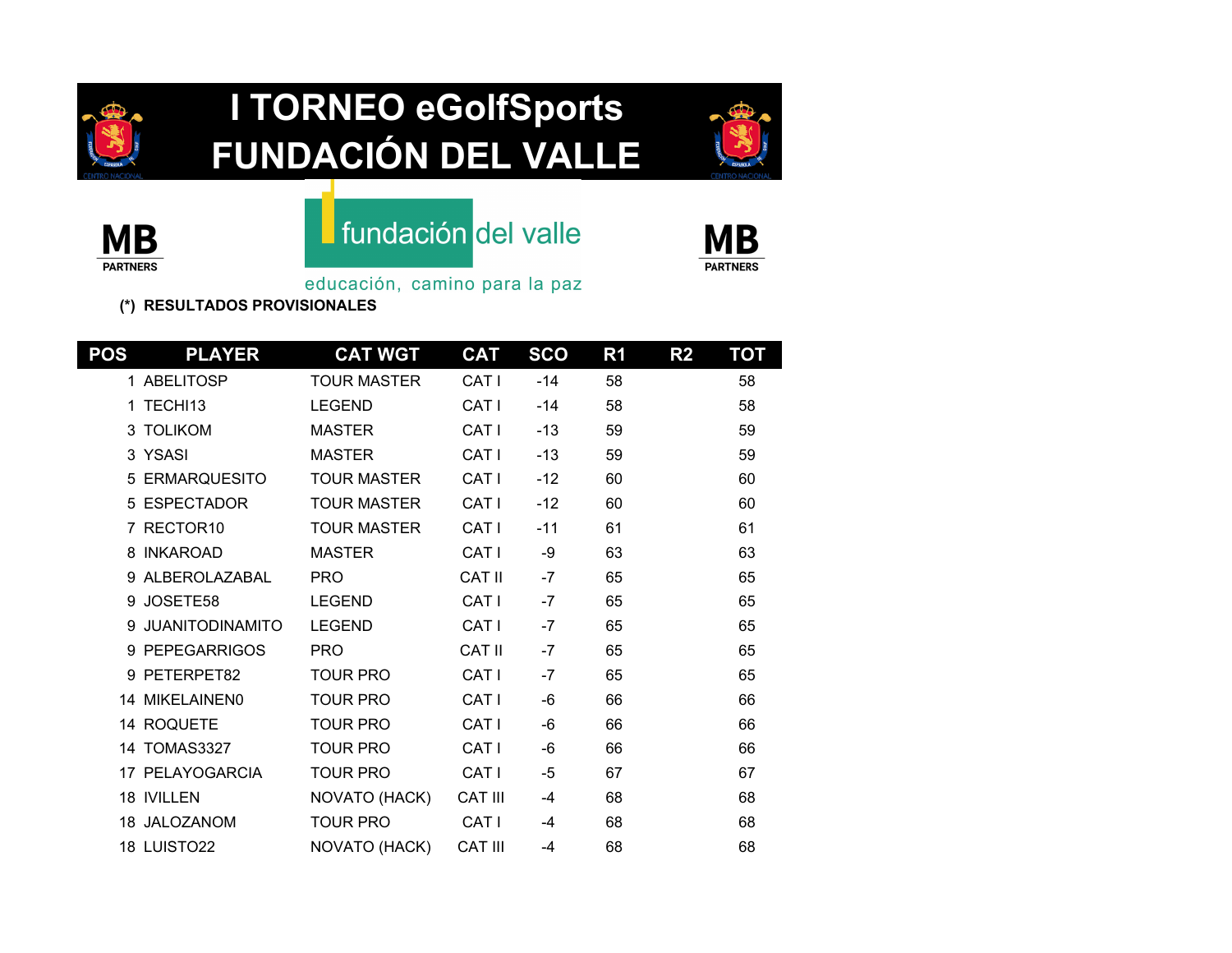# I TORNEO eGolfSports FUNDACIÓN DEL VALLE

MB PARTNERS

fundación del valle

educación, camino para la paz

MB PARTNERS

**(*) RESULTADOS PROVISIONALES**

| POS | PLAYER | CAT WGT | CAT | SCO | R1 | R2 | TOT |
|---|---|---|---|---|---|---|---|
| 1 | ABELITOSP | TOUR MASTER | CAT I | -14 | 58 | | 58 |
| 1 | TECHI13 | LEGEND | CAT I | -14 | 58 | | 58 |
| 3 | TOLIKOM | MASTER | CAT I | -13 | 59 | | 59 |
| 3 | YSASI | MASTER | CAT I | -13 | 59 | | 59 |
| 5 | ERMARQUESITO | TOUR MASTER | CAT I | -12 | 60 | | 60 |
| 5 | ESPECTADOR | TOUR MASTER | CAT I | -12 | 60 | | 60 |
| 7 | RECTOR10 | TOUR MASTER | CAT I | -11 | 61 | | 61 |
| 8 | INKAROAD | MASTER | CAT I | -9 | 63 | | 63 |
| 9 | ALBEROLAZABAL | PRO | CAT II | -7 | 65 | | 65 |
| 9 | JOSETE58 | LEGEND | CAT I | -7 | 65 | | 65 |
| 9 | JUANITODINAMITO | LEGEND | CAT I | -7 | 65 | | 65 |
| 9 | PEPEGARRIGOS | PRO | CAT II | -7 | 65 | | 65 |
| 9 | PETERPET82 | TOUR PRO | CAT I | -7 | 65 | | 65 |
| 14 | MIKELAINEN0 | TOUR PRO | CAT I | -6 | 66 | | 66 |
| 14 | ROQUETE | TOUR PRO | CAT I | -6 | 66 | | 66 |
| 14 | TOMAS3327 | TOUR PRO | CAT I | -6 | 66 | | 66 |
| 17 | PELAYOGARCIA | TOUR PRO | CAT I | -5 | 67 | | 67 |
| 18 | IVILLEN | NOVATO (HACK) | CAT III | -4 | 68 | | 68 |
| 18 | JALOZANOM | TOUR PRO | CAT I | -4 | 68 | | 68 |
| 18 | LUISTO22 | NOVATO (HACK) | CAT III | -4 | 68 | | 68 |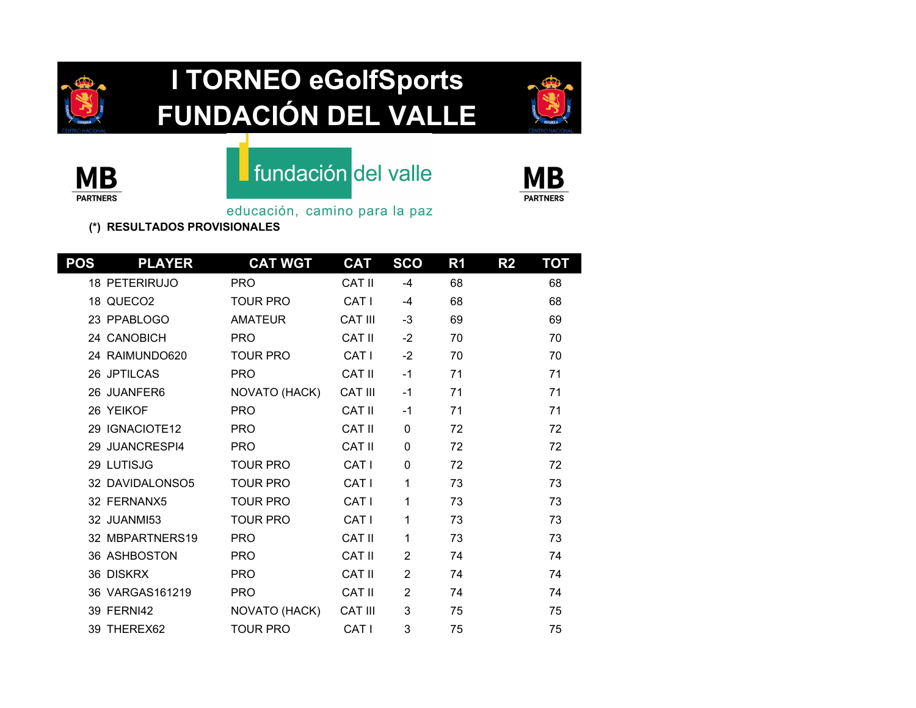# I TORNEO eGolfSports FUNDACIÓN DEL VALLE

MB PARTNERS

fundación del valle

educación, camino para la paz

MB PARTNERS

**(*) RESULTADOS PROVISIONALES**

| POS | PLAYER | CAT WGT | CAT | SCO | R1 | R2 | TOT |
|---|---|---|---|---|---|---|---|
| 18 | PETERIRUJO | PRO | CAT II | -4 | 68 | | 68 |
| 18 | QUECO2 | TOUR PRO | CAT I | -4 | 68 | | 68 |
| 23 | PPABLOGO | AMATEUR | CAT III | -3 | 69 | | 69 |
| 24 | CANOBICH | PRO | CAT II | -2 | 70 | | 70 |
| 24 | RAIMUNDO620 | TOUR PRO | CAT I | -2 | 70 | | 70 |
| 26 | JPTILCAS | PRO | CAT II | -1 | 71 | | 71 |
| 26 | JUANFER6 | NOVATO (HACK) | CAT III | -1 | 71 | | 71 |
| 26 | YEIKOF | PRO | CAT II | -1 | 71 | | 71 |
| 29 | IGNACIOTE12 | PRO | CAT II | 0 | 72 | | 72 |
| 29 | JUANCRESPI4 | PRO | CAT II | 0 | 72 | | 72 |
| 29 | LUTISJG | TOUR PRO | CAT I | 0 | 72 | | 72 |
| 32 | DAVIDALONSO5 | TOUR PRO | CAT I | 1 | 73 | | 73 |
| 32 | FERNANX5 | TOUR PRO | CAT I | 1 | 73 | | 73 |
| 32 | JUANMI53 | TOUR PRO | CAT I | 1 | 73 | | 73 |
| 32 | MBPARTNERS19 | PRO | CAT II | 1 | 73 | | 73 |
| 36 | ASHBOSTON | PRO | CAT II | 2 | 74 | | 74 |
| 36 | DISKRX | PRO | CAT II | 2 | 74 | | 74 |
| 36 | VARGAS161219 | PRO | CAT II | 2 | 74 | | 74 |
| 39 | FERNI42 | NOVATO (HACK) | CAT III | 3 | 75 | | 75 |
| 39 | THEREX62 | TOUR PRO | CAT I | 3 | 75 | | 75 |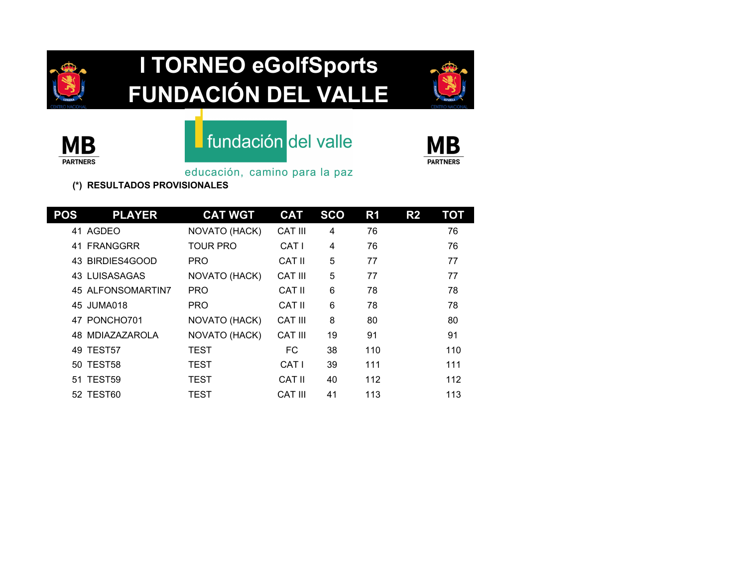# I TORNEO eGolfSports FUNDACIÓN DEL VALLE

MB PARTNERS

fundación del valle

educación, camino para la paz

MB PARTNERS

**(*) RESULTADOS PROVISIONALES**

| POS | PLAYER | CAT WGT | CAT | SCO | R1 | R2 | TOT |
|---|---|---|---|---|---|---|---|
| 41 | AGDEO | NOVATO (HACK) | CAT III | 4 | 76 | | 76 |
| 41 | FRANGGRR | TOUR PRO | CAT I | 4 | 76 | | 76 |
| 43 | BIRDIES4GOOD | PRO | CAT II | 5 | 77 | | 77 |
| 43 | LUISASAGAS | NOVATO (HACK) | CAT III | 5 | 77 | | 77 |
| 45 | ALFONSOMARTIN7 | PRO | CAT II | 6 | 78 | | 78 |
| 45 | JUMA018 | PRO | CAT II | 6 | 78 | | 78 |
| 47 | PONCHO701 | NOVATO (HACK) | CAT III | 8 | 80 | | 80 |
| 48 | MDIAZAZAROLA | NOVATO (HACK) | CAT III | 19 | 91 | | 91 |
| 49 | TEST57 | TEST | FC | 38 | 110 | | 110 |
| 50 | TEST58 | TEST | CAT I | 39 | 111 | | 111 |
| 51 | TEST59 | TEST | CAT II | 40 | 112 | | 112 |
| 52 | TEST60 | TEST | CAT III | 41 | 113 | | 113 |